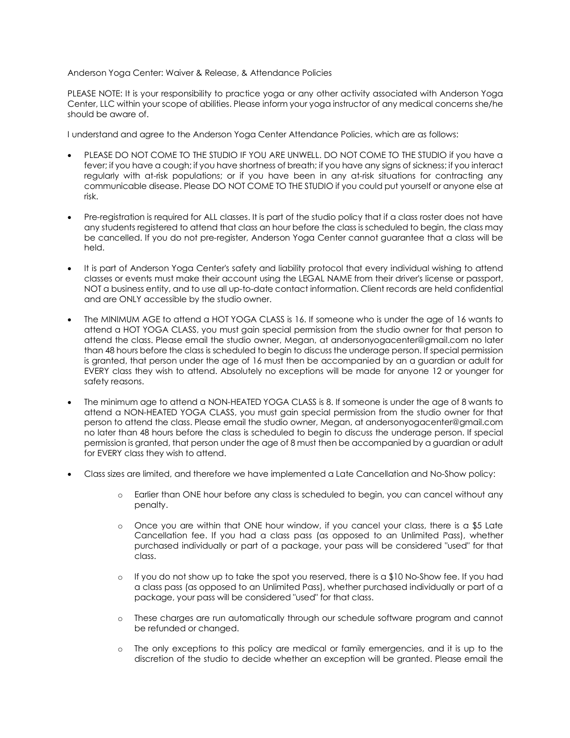Anderson Yoga Center: Waiver & Release, & Attendance Policies

PLEASE NOTE: It is your responsibility to practice yoga or any other activity associated with Anderson Yoga Center, LLC within your scope of abilities. Please inform your yoga instructor of any medical concerns she/he should be aware of.

I understand and agree to the Anderson Yoga Center Attendance Policies, which are as follows:

- PLEASE DO NOT COME TO THE STUDIO IF YOU ARE UNWELL. DO NOT COME TO THE STUDIO if you have a fever; if you have a cough; if you have shortness of breath; if you have any signs of sickness; if you interact regularly with at-risk populations; or if you have been in any at-risk situations for contracting any communicable disease. Please DO NOT COME TO THE STUDIO if you could put yourself or anyone else at risk.

- Pre-registration is required for ALL classes. It is part of the studio policy that if a class roster does not have any students registered to attend that class an hour before the class is scheduled to begin, the class may be cancelled. If you do not pre-register, Anderson Yoga Center cannot guarantee that a class will be held.

- It is part of Anderson Yoga Center's safety and liability protocol that every individual wishing to attend classes or events must make their account using the LEGAL NAME from their driver's license or passport, NOT a business entity, and to use all up-to-date contact information. Client records are held confidential and are ONLY accessible by the studio owner.

- The MINIMUM AGE to attend a HOT YOGA CLASS is 16. If someone who is under the age of 16 wants to attend a HOT YOGA CLASS, you must gain special permission from the studio owner for that person to attend the class. Please email the studio owner, Megan, at andersonyogacenter@gmail.com no later than 48 hours before the class is scheduled to begin to discuss the underage person. If special permission is granted, that person under the age of 16 must then be accompanied by an a guardian or adult for EVERY class they wish to attend. Absolutely no exceptions will be made for anyone 12 or younger for safety reasons.

- The minimum age to attend a NON-HEATED YOGA CLASS is 8. If someone is under the age of 8 wants to attend a NON-HEATED YOGA CLASS, you must gain special permission from the studio owner for that person to attend the class. Please email the studio owner, Megan, at andersonyogacenter@gmail.com no later than 48 hours before the class is scheduled to begin to discuss the underage person. If special permission is granted, that person under the age of 8 must then be accompanied by a guardian or adult for EVERY class they wish to attend.

- Class sizes are limited, and therefore we have implemented a Late Cancellation and No-Show policy:
  - Earlier than ONE hour before any class is scheduled to begin, you can cancel without any penalty.
  - Once you are within that ONE hour window, if you cancel your class, there is a $5 Late Cancellation fee. If you had a class pass (as opposed to an Unlimited Pass), whether purchased individually or part of a package, your pass will be considered "used" for that class.
  - If you do not show up to take the spot you reserved, there is a $10 No-Show fee. If you had a class pass (as opposed to an Unlimited Pass), whether purchased individually or part of a package, your pass will be considered "used" for that class.
  - These charges are run automatically through our schedule software program and cannot be refunded or changed.
  - The only exceptions to this policy are medical or family emergencies, and it is up to the discretion of the studio to decide whether an exception will be granted. Please email the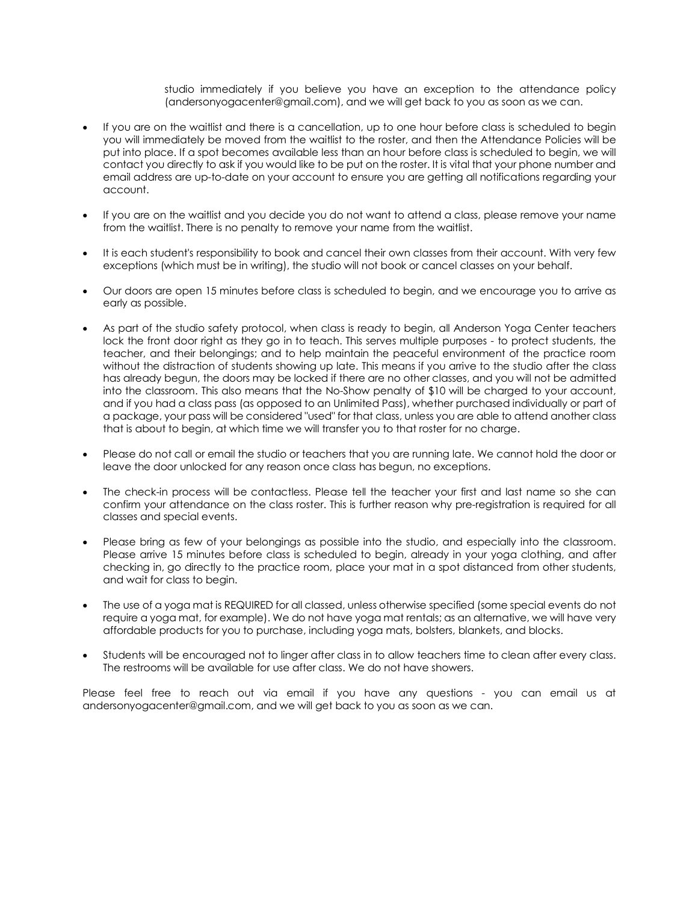studio immediately if you believe you have an exception to the attendance policy (andersonyogacenter@gmail.com), and we will get back to you as soon as we can.

- If you are on the waitlist and there is a cancellation, up to one hour before class is scheduled to begin you will immediately be moved from the waitlist to the roster, and then the Attendance Policies will be put into place. If a spot becomes available less than an hour before class is scheduled to begin, we will contact you directly to ask if you would like to be put on the roster. It is vital that your phone number and email address are up-to-date on your account to ensure you are getting all notifications regarding your account.

- If you are on the waitlist and you decide you do not want to attend a class, please remove your name from the waitlist. There is no penalty to remove your name from the waitlist.

- It is each student's responsibility to book and cancel their own classes from their account. With very few exceptions (which must be in writing), the studio will not book or cancel classes on your behalf.

- Our doors are open 15 minutes before class is scheduled to begin, and we encourage you to arrive as early as possible.

- As part of the studio safety protocol, when class is ready to begin, all Anderson Yoga Center teachers lock the front door right as they go in to teach. This serves multiple purposes - to protect students, the teacher, and their belongings; and to help maintain the peaceful environment of the practice room without the distraction of students showing up late. This means if you arrive to the studio after the class has already begun, the doors may be locked if there are no other classes, and you will not be admitted into the classroom. This also means that the No-Show penalty of $10 will be charged to your account, and if you had a class pass (as opposed to an Unlimited Pass), whether purchased individually or part of a package, your pass will be considered "used" for that class, unless you are able to attend another class that is about to begin, at which time we will transfer you to that roster for no charge.

- Please do not call or email the studio or teachers that you are running late. We cannot hold the door or leave the door unlocked for any reason once class has begun, no exceptions.

- The check-in process will be contactless. Please tell the teacher your first and last name so she can confirm your attendance on the class roster. This is further reason why pre-registration is required for all classes and special events.

- Please bring as few of your belongings as possible into the studio, and especially into the classroom. Please arrive 15 minutes before class is scheduled to begin, already in your yoga clothing, and after checking in, go directly to the practice room, place your mat in a spot distanced from other students, and wait for class to begin.

- The use of a yoga mat is REQUIRED for all classed, unless otherwise specified (some special events do not require a yoga mat, for example). We do not have yoga mat rentals; as an alternative, we will have very affordable products for you to purchase, including yoga mats, bolsters, blankets, and blocks.

- Students will be encouraged not to linger after class in to allow teachers time to clean after every class. The restrooms will be available for use after class. We do not have showers.

Please feel free to reach out via email if you have any questions - you can email us at andersonyogacenter@gmail.com, and we will get back to you as soon as we can.